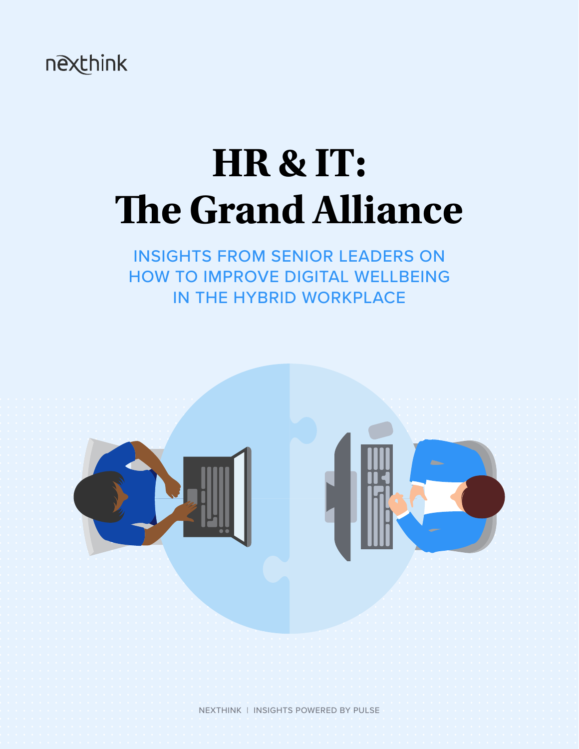nexthink

# HR & IT: The Grand Alliance

## INSIGHTS FROM SENIOR LEADERS ON HOW TO IMPROVE DIGITAL WELLBEING IN THE HYBRID WORKPLACE

NEXTHINK | INSIGHTS POWERED BY PULSE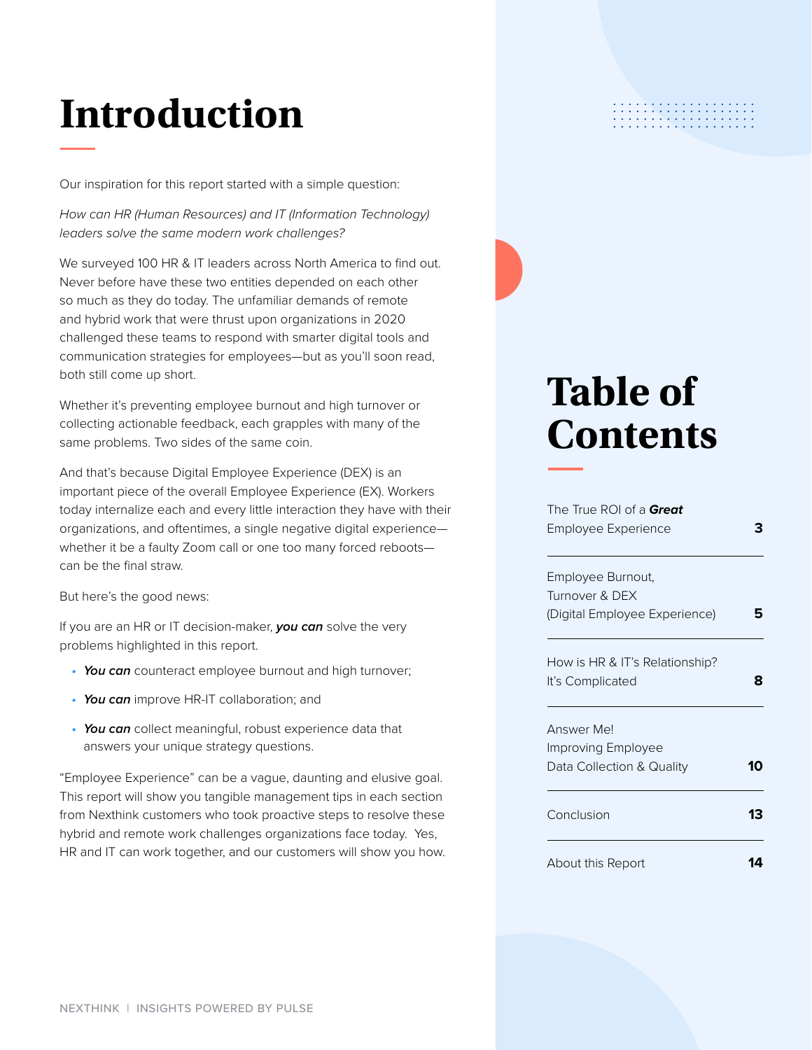# Introduction

Our inspiration for this report started with a simple question:

*How can HR (Human Resources) and IT (Information Technology) leaders solve the same modern work challenges?*

We surveyed 100 HR & IT leaders across North America to find out. Never before have these two entities depended on each other so much as they do today. The unfamiliar demands of remote and hybrid work that were thrust upon organizations in 2020 challenged these teams to respond with smarter digital tools and communication strategies for employees—but as you'll soon read, both still come up short.

Whether it's preventing employee burnout and high turnover or collecting actionable feedback, each grapples with many of the same problems. Two sides of the same coin.

And that's because Digital Employee Experience (DEX) is an important piece of the overall Employee Experience (EX). Workers today internalize each and every little interaction they have with their organizations, and oftentimes, a single negative digital experience—whether it be a faulty Zoom call or one too many forced reboots—can be the final straw.

But here's the good news:

If you are an HR or IT decision-maker, ***you can*** solve the very problems highlighted in this report.

- ***You can*** counteract employee burnout and high turnover;
- ***You can*** improve HR-IT collaboration; and
- ***You can*** collect meaningful, robust experience data that answers your unique strategy questions.

"Employee Experience" can be a vague, daunting and elusive goal. This report will show you tangible management tips in each section from Nexthink customers who took proactive steps to resolve these hybrid and remote work challenges organizations face today. Yes, HR and IT can work together, and our customers will show you how.

# Table of Contents

| Section | Page |
|---|---|
| The True ROI of a ***Great*** Employee Experience | 3 |
| Employee Burnout, Turnover & DEX (Digital Employee Experience) | 5 |
| How is HR & IT's Relationship? It's Complicated | 8 |
| Answer Me! Improving Employee Data Collection & Quality | 10 |
| Conclusion | 13 |
| About this Report | 14 |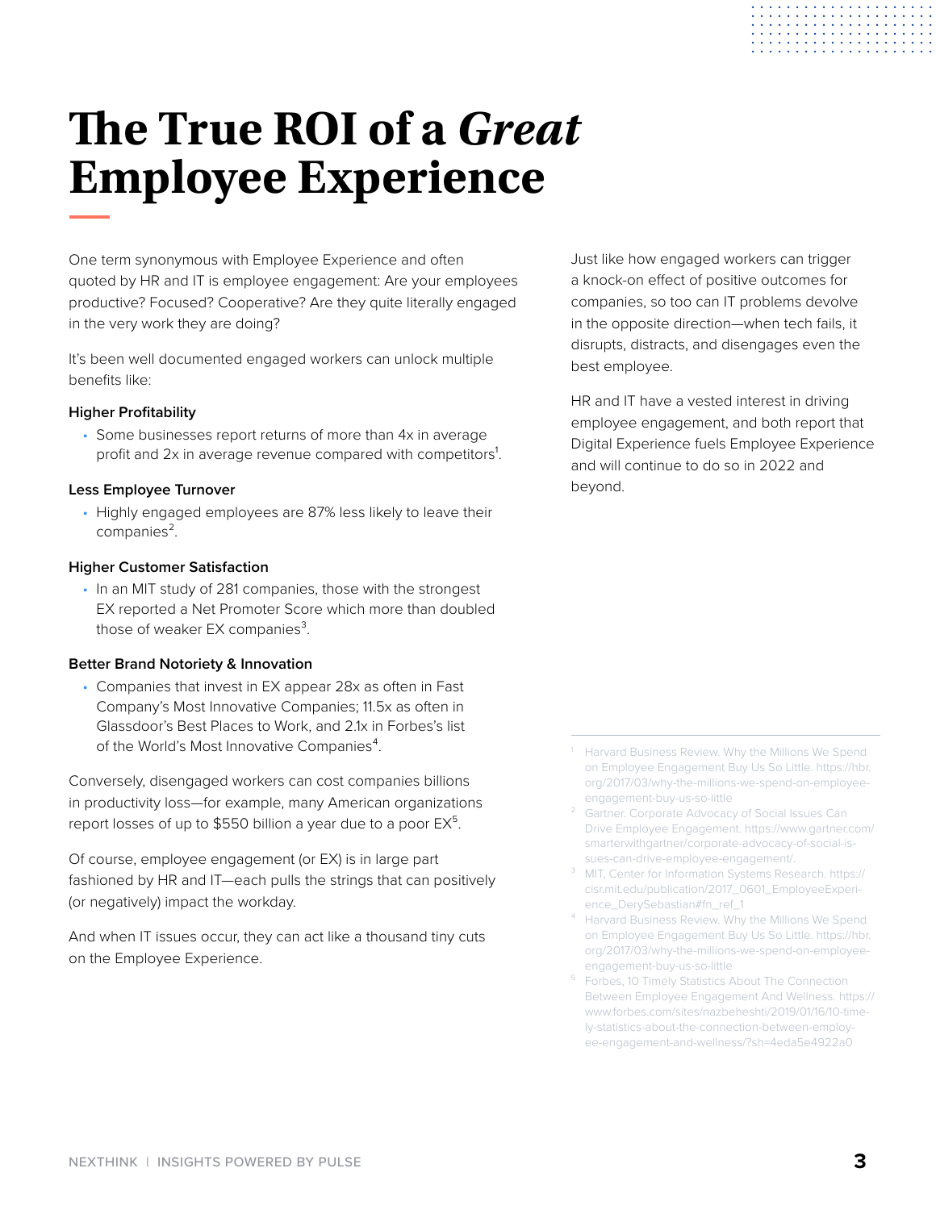# The True ROI of a *Great* Employee Experience

One term synonymous with Employee Experience and often quoted by HR and IT is employee engagement: Are your employees productive? Focused? Cooperative? Are they quite literally engaged in the very work they are doing?

It's been well documented engaged workers can unlock multiple benefits like:

**Higher Profitability**

- Some businesses report returns of more than 4x in average profit and 2x in average revenue compared with competitors[1].

**Less Employee Turnover**

- Highly engaged employees are 87% less likely to leave their companies[2].

**Higher Customer Satisfaction**

- In an MIT study of 281 companies, those with the strongest EX reported a Net Promoter Score which more than doubled those of weaker EX companies[3].

**Better Brand Notoriety & Innovation**

- Companies that invest in EX appear 28x as often in Fast Company's Most Innovative Companies; 11.5x as often in Glassdoor's Best Places to Work, and 2.1x in Forbes's list of the World's Most Innovative Companies[4].

Conversely, disengaged workers can cost companies billions in productivity loss—for example, many American organizations report losses of up to $550 billion a year due to a poor EX[5].

Of course, employee engagement (or EX) is in large part fashioned by HR and IT—each pulls the strings that can positively (or negatively) impact the workday.

And when IT issues occur, they can act like a thousand tiny cuts on the Employee Experience.

Just like how engaged workers can trigger a knock-on effect of positive outcomes for companies, so too can IT problems devolve in the opposite direction—when tech fails, it disrupts, distracts, and disengages even the best employee.

HR and IT have a vested interest in driving employee engagement, and both report that Digital Experience fuels Employee Experience and will continue to do so in 2022 and beyond.

---

1. Harvard Business Review. Why the Millions We Spend on Employee Engagement Buy Us So Little. https://hbr.org/2017/03/why-the-millions-we-spend-on-employee-engagement-buy-us-so-little
2. Gartner. Corporate Advocacy of Social Issues Can Drive Employee Engagement. https://www.gartner.com/smarterwithgartner/corporate-advocacy-of-social-issues-can-drive-employee-engagement/.
3. MIT, Center for Information Systems Research. https://cisr.mit.edu/publication/2017_0601_EmployeeExperience_DerySebastian#fn_ref_1
4. Harvard Business Review. Why the Millions We Spend on Employee Engagement Buy Us So Little. https://hbr.org/2017/03/why-the-millions-we-spend-on-employee-engagement-buy-us-so-little
5. Forbes, 10 Timely Statistics About The Connection Between Employee Engagement And Wellness. https://www.forbes.com/sites/nazbeheshti/2019/01/16/10-timely-statistics-about-the-connection-between-employee-engagement-and-wellness/?sh=4eda5e4922a0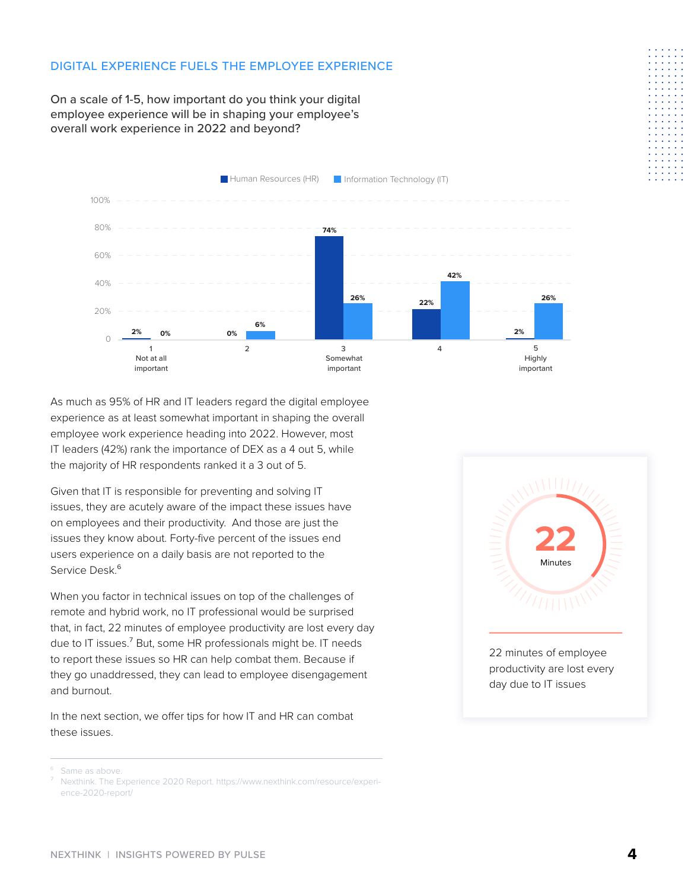## DIGITAL EXPERIENCE FUELS THE EMPLOYEE EXPERIENCE

On a scale of 1-5, how important do you think your digital employee experience will be in shaping your employee's overall work experience in 2022 and beyond?

| Rating | Human Resources (HR) | Information Technology (IT) |
|---|---|---|
| 1 Not at all important | 2% | 0% |
| 2 | 0% | 6% |
| 3 Somewhat important | 74% | 26% |
| 4 | 22% | 42% |
| 5 Highly important | 2% | 26% |

As much as 95% of HR and IT leaders regard the digital employee experience as at least somewhat important in shaping the overall employee work experience heading into 2022. However, most IT leaders (42%) rank the importance of DEX as a 4 out 5, while the majority of HR respondents ranked it a 3 out of 5.

Given that IT is responsible for preventing and solving IT issues, they are acutely aware of the impact these issues have on employees and their productivity. And those are just the issues they know about. Forty-five percent of the issues end users experience on a daily basis are not reported to the Service Desk.[6]

When you factor in technical issues on top of the challenges of remote and hybrid work, no IT professional would be surprised that, in fact, 22 minutes of employee productivity are lost every day due to IT issues.[7] But, some HR professionals might be. IT needs to report these issues so HR can help combat them. Because if they go unaddressed, they can lead to employee disengagement and burnout.

In the next section, we offer tips for how IT and HR can combat these issues.

**22** Minutes

22 minutes of employee productivity are lost every day due to IT issues

---

[6] Same as above.

[7] Nexthink. The Experience 2020 Report. https://www.nexthink.com/resource/experience-2020-report/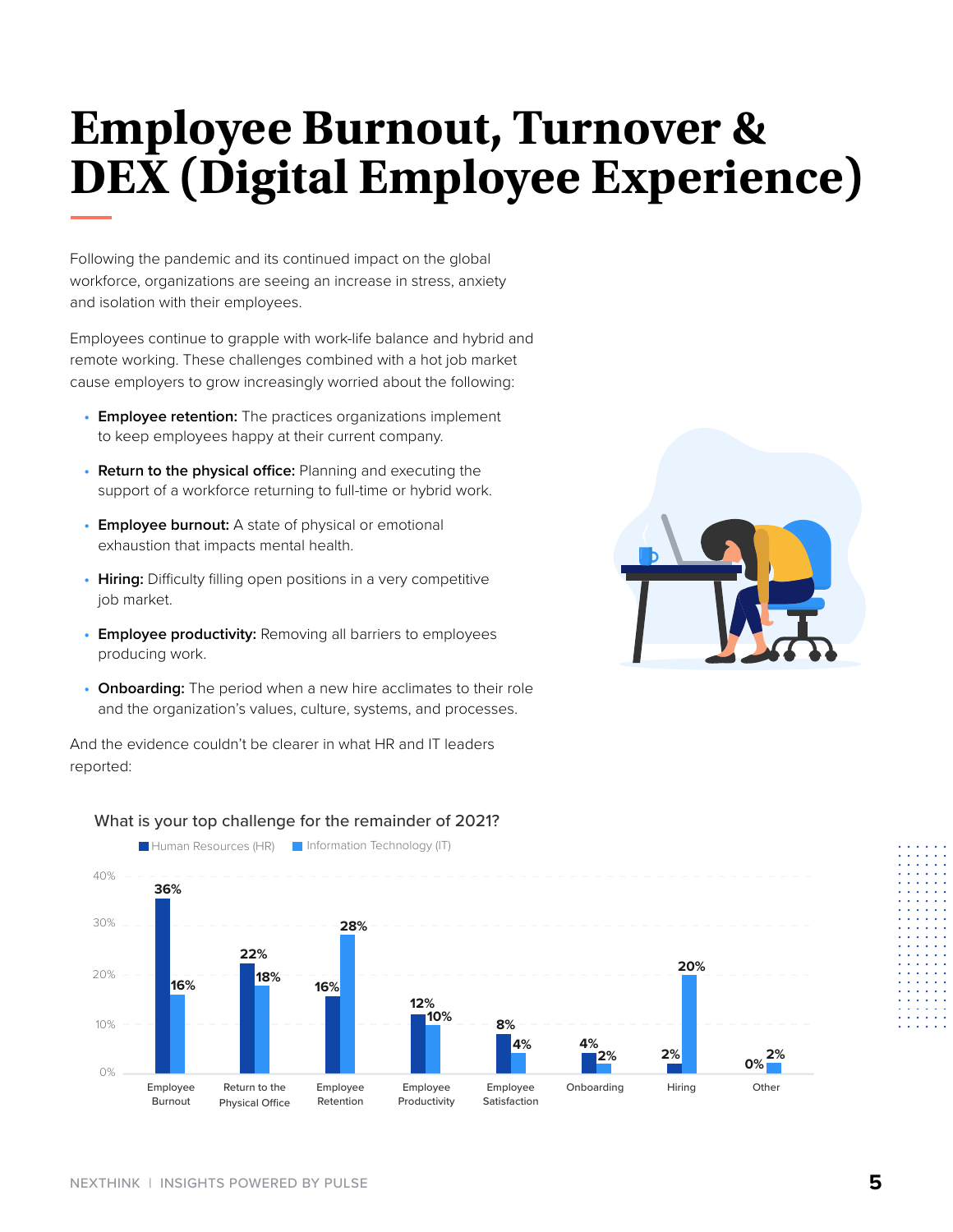# Employee Burnout, Turnover & DEX (Digital Employee Experience)

Following the pandemic and its continued impact on the global workforce, organizations are seeing an increase in stress, anxiety and isolation with their employees.

Employees continue to grapple with work-life balance and hybrid and remote working. These challenges combined with a hot job market cause employers to grow increasingly worried about the following:

- **Employee retention:** The practices organizations implement to keep employees happy at their current company.
- **Return to the physical office:** Planning and executing the support of a workforce returning to full-time or hybrid work.
- **Employee burnout:** A state of physical or emotional exhaustion that impacts mental health.
- **Hiring:** Difficulty filling open positions in a very competitive job market.
- **Employee productivity:** Removing all barriers to employees producing work.
- **Onboarding:** The period when a new hire acclimates to their role and the organization's values, culture, systems, and processes.

And the evidence couldn't be clearer in what HR and IT leaders reported:

What is your top challenge for the remainder of 2021?

| Challenge | Human Resources (HR) | Information Technology (IT) |
|---|---|---|
| Employee Burnout | 36% | 16% |
| Return to the Physical Office | 22% | 18% |
| Employee Retention | 16% | 28% |
| Employee Productivity | 12% | 10% |
| Employee Satisfaction | 8% | 4% |
| Onboarding | 4% | 2% |
| Hiring | 2% | 20% |
| Other | 0% | 2% |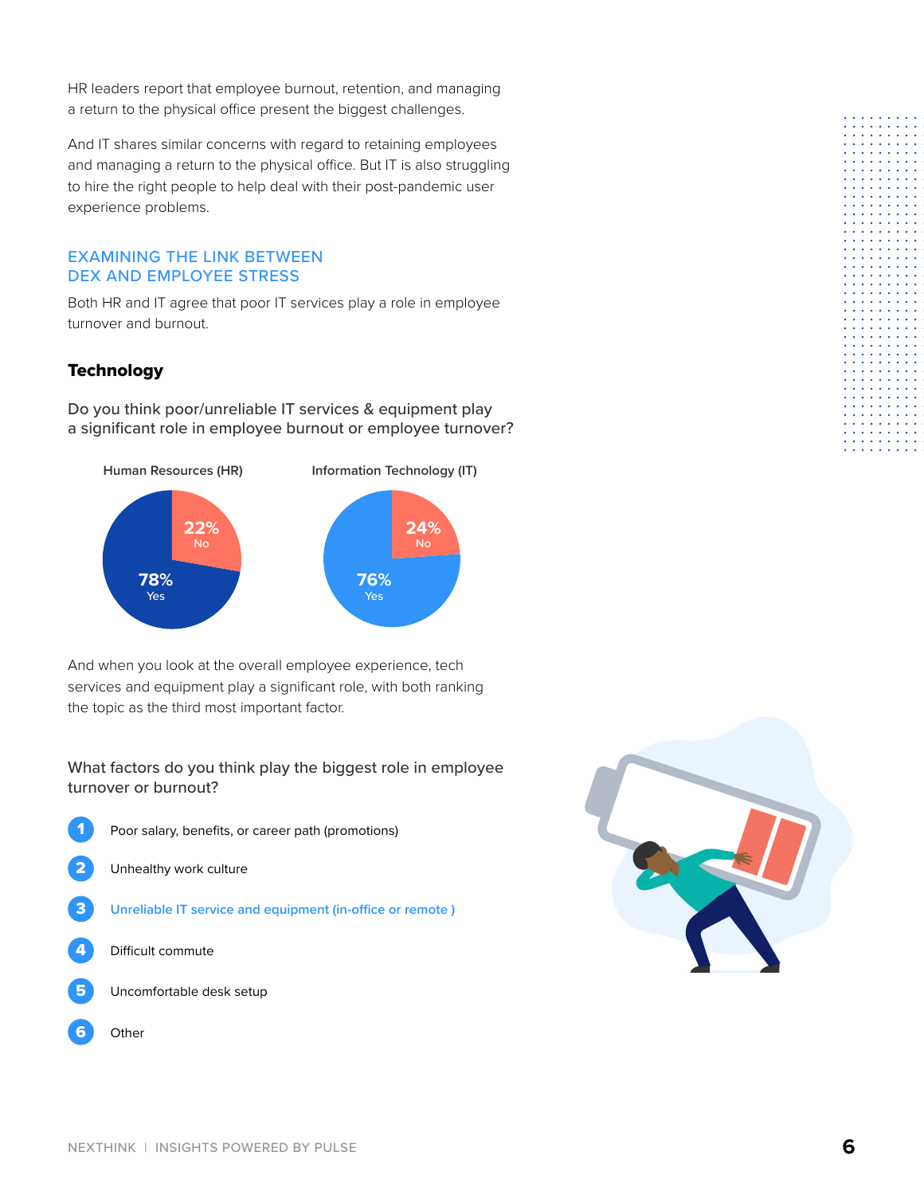HR leaders report that employee burnout, retention, and managing a return to the physical office present the biggest challenges.

And IT shares similar concerns with regard to retaining employees and managing a return to the physical office. But IT is also struggling to hire the right people to help deal with their post-pandemic user experience problems.

## EXAMINING THE LINK BETWEEN DEX AND EMPLOYEE STRESS

Both HR and IT agree that poor IT services play a role in employee turnover and burnout.

### Technology

Do you think poor/unreliable IT services & equipment play a significant role in employee burnout or employee turnover?

| | Human Resources (HR) | Information Technology (IT) |
|---|---|---|
| No | 22% | 24% |
| Yes | 78% | 76% |

And when you look at the overall employee experience, tech services and equipment play a significant role, with both ranking the topic as the third most important factor.

What factors do you think play the biggest role in employee turnover or burnout?

1. Poor salary, benefits, or career path (promotions)
2. Unhealthy work culture
3. Unreliable IT service and equipment (in-office or remote )
4. Difficult commute
5. Uncomfortable desk setup
6. Other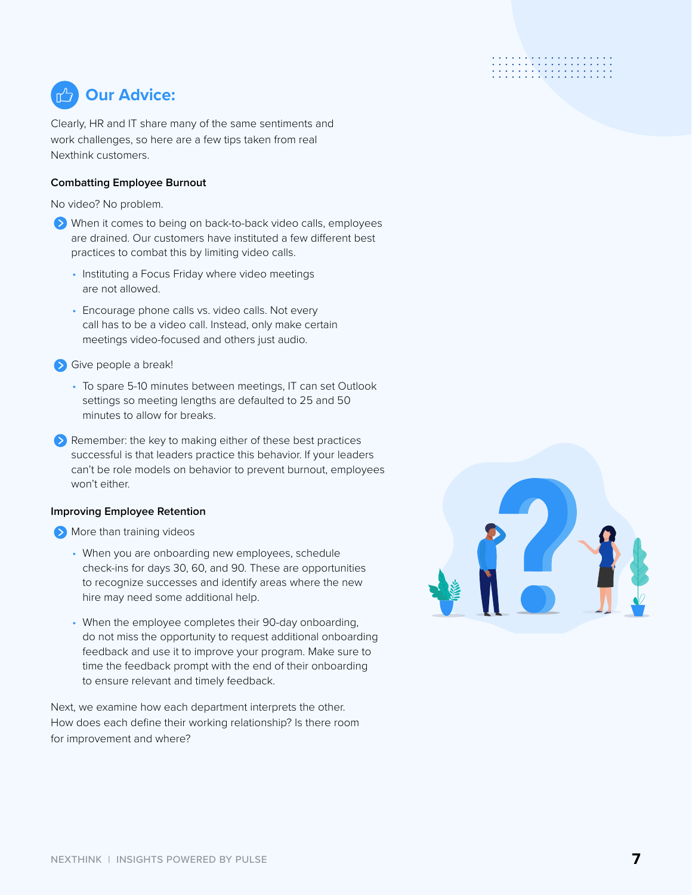## Our Advice:

Clearly, HR and IT share many of the same sentiments and work challenges, so here are a few tips taken from real Nexthink customers.

### Combatting Employee Burnout

No video? No problem.

- When it comes to being on back-to-back video calls, employees are drained. Our customers have instituted a few different best practices to combat this by limiting video calls.
  - Instituting a Focus Friday where video meetings are not allowed.
  - Encourage phone calls vs. video calls. Not every call has to be a video call. Instead, only make certain meetings video-focused and others just audio.
- Give people a break!
  - To spare 5-10 minutes between meetings, IT can set Outlook settings so meeting lengths are defaulted to 25 and 50 minutes to allow for breaks.
- Remember: the key to making either of these best practices successful is that leaders practice this behavior. If your leaders can't be role models on behavior to prevent burnout, employees won't either.

### Improving Employee Retention

- More than training videos
  - When you are onboarding new employees, schedule check-ins for days 30, 60, and 90. These are opportunities to recognize successes and identify areas where the new hire may need some additional help.
  - When the employee completes their 90-day onboarding, do not miss the opportunity to request additional onboarding feedback and use it to improve your program. Make sure to time the feedback prompt with the end of their onboarding to ensure relevant and timely feedback.

Next, we examine how each department interprets the other. How does each define their working relationship? Is there room for improvement and where?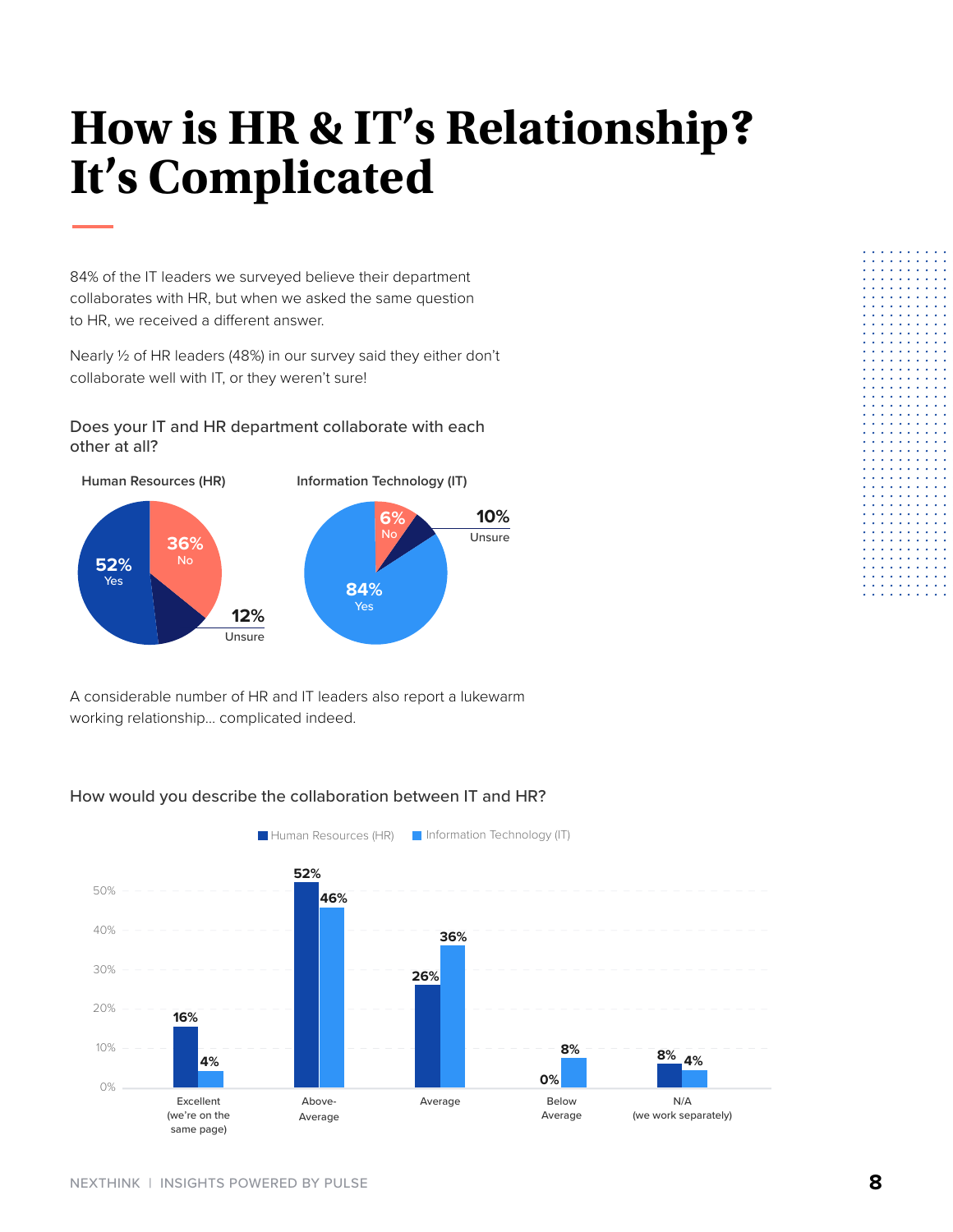# How is HR & IT's Relationship? It's Complicated

84% of the IT leaders we surveyed believe their department collaborates with HR, but when we asked the same question to HR, we received a different answer.

Nearly ½ of HR leaders (48%) in our survey said they either don't collaborate well with IT, or they weren't sure!

Does your IT and HR department collaborate with each other at all?

| | Human Resources (HR) | Information Technology (IT) |
|---|---|---|
| Yes | 52% | 84% |
| No | 36% | 6% |
| Unsure | 12% | 10% |

A considerable number of HR and IT leaders also report a lukewarm working relationship... complicated indeed.

How would you describe the collaboration between IT and HR?

| | Human Resources (HR) | Information Technology (IT) |
|---|---|---|
| Excellent (we're on the same page) | 16% | 4% |
| Above-Average | 52% | 46% |
| Average | 26% | 36% |
| Below Average | 0% | 8% |
| N/A (we work separately) | 8% | 4% |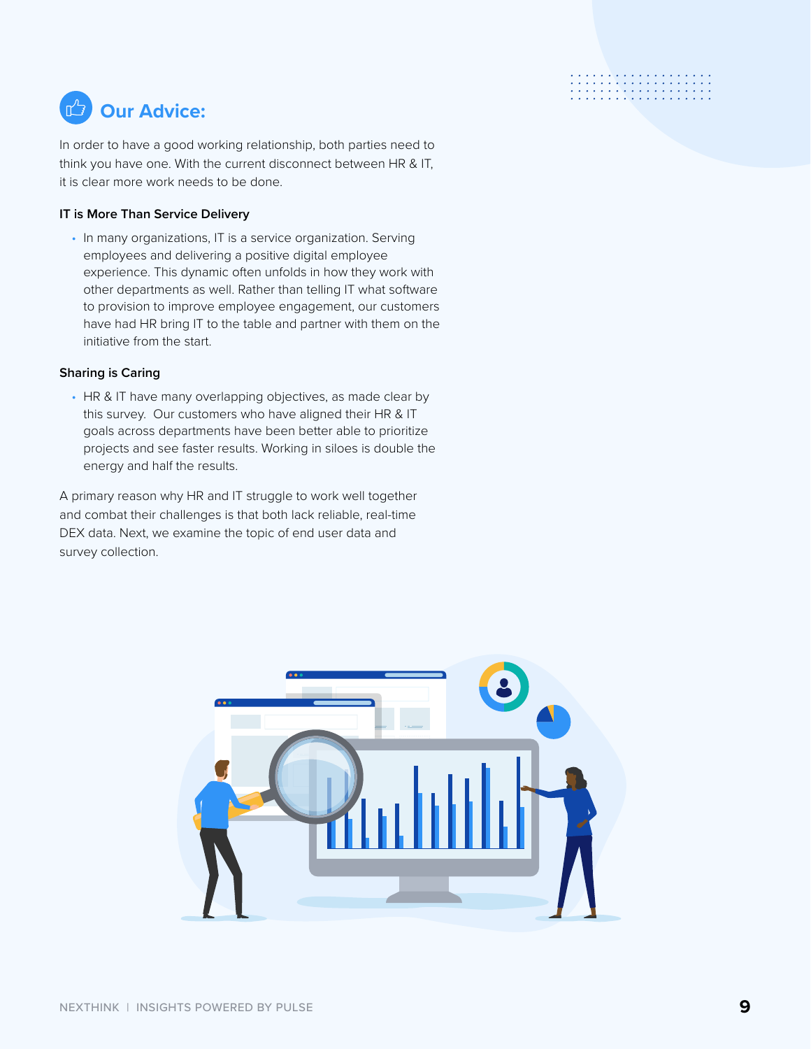## Our Advice:

In order to have a good working relationship, both parties need to think you have one. With the current disconnect between HR & IT, it is clear more work needs to be done.

### IT is More Than Service Delivery

- In many organizations, IT is a service organization. Serving employees and delivering a positive digital employee experience. This dynamic often unfolds in how they work with other departments as well. Rather than telling IT what software to provision to improve employee engagement, our customers have had HR bring IT to the table and partner with them on the initiative from the start.

### Sharing is Caring

- HR & IT have many overlapping objectives, as made clear by this survey. Our customers who have aligned their HR & IT goals across departments have been better able to prioritize projects and see faster results. Working in siloes is double the energy and half the results.

A primary reason why HR and IT struggle to work well together and combat their challenges is that both lack reliable, real-time DEX data. Next, we examine the topic of end user data and survey collection.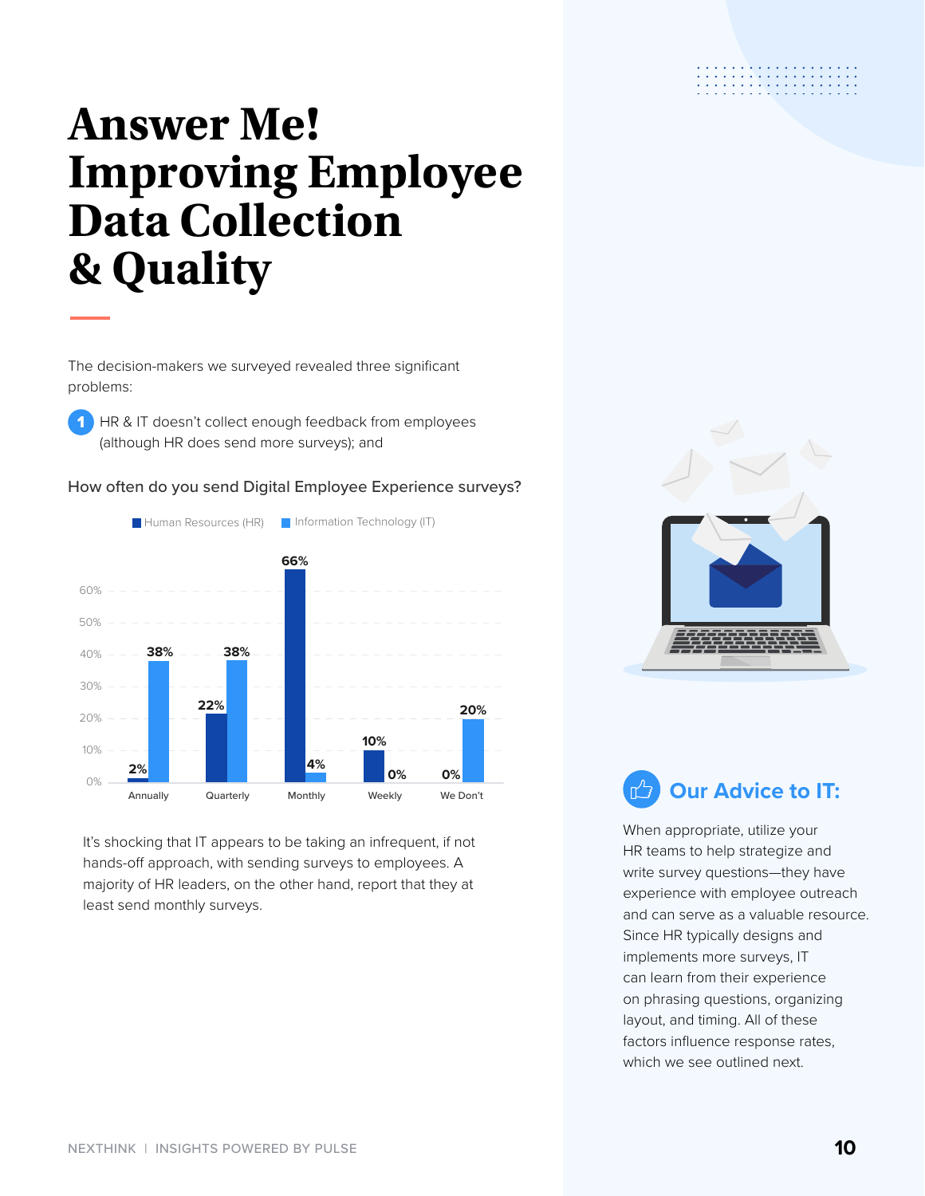# Answer Me! Improving Employee Data Collection & Quality

The decision-makers we surveyed revealed three significant problems:

1. HR & IT doesn't collect enough feedback from employees (although HR does send more surveys); and

How often do you send Digital Employee Experience surveys?

| | Human Resources (HR) | Information Technology (IT) |
|---|---|---|
| Annually | 2% | 38% |
| Quarterly | 22% | 38% |
| Monthly | 66% | 4% |
| Weekly | 10% | 0% |
| We Don't | 0% | 20% |

It's shocking that IT appears to be taking an infrequent, if not hands-off approach, with sending surveys to employees. A majority of HR leaders, on the other hand, report that they at least send monthly surveys.

## Our Advice to IT:

When appropriate, utilize your HR teams to help strategize and write survey questions—they have experience with employee outreach and can serve as a valuable resource. Since HR typically designs and implements more surveys, IT can learn from their experience on phrasing questions, organizing layout, and timing. All of these factors influence response rates, which we see outlined next.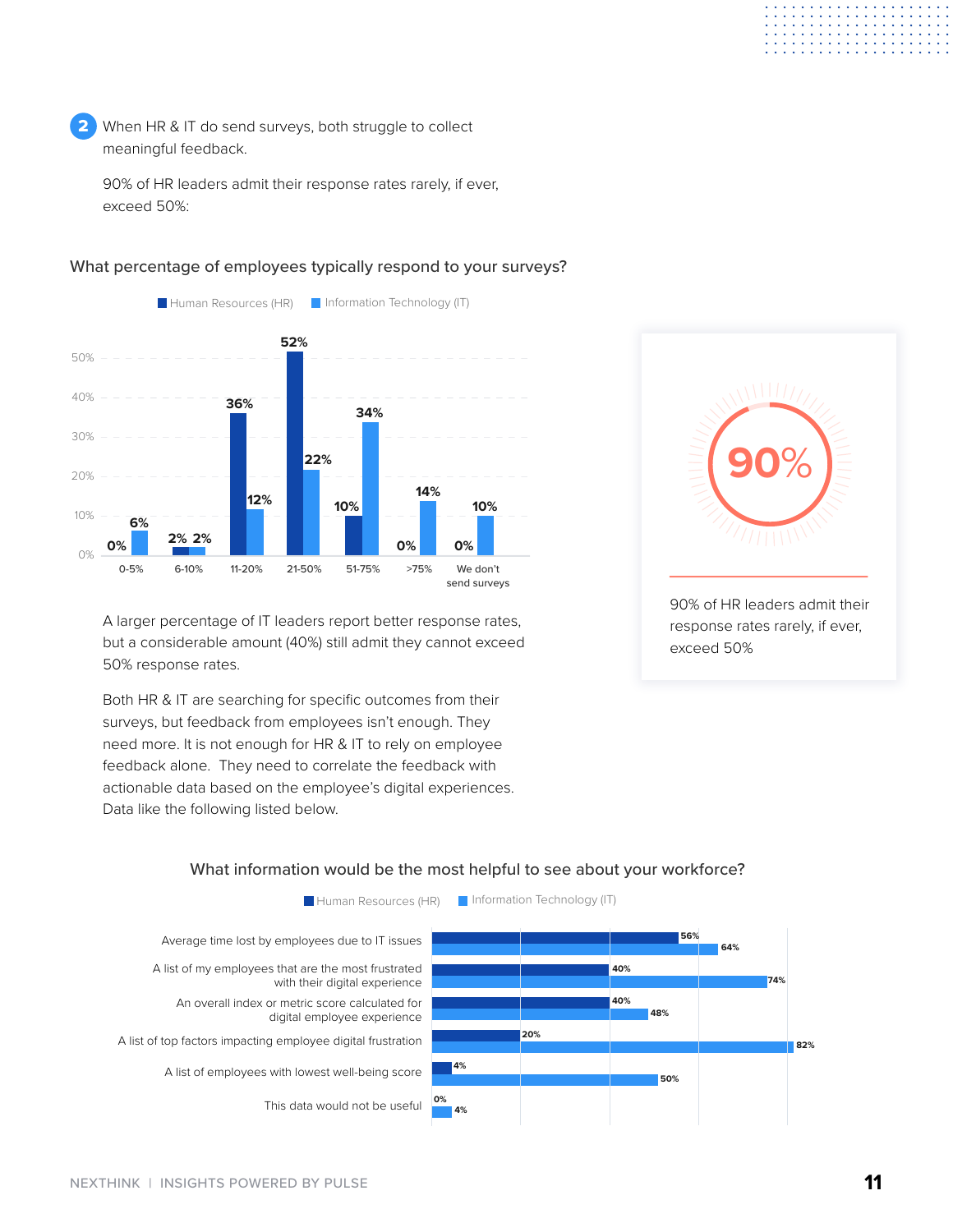**2** When HR & IT do send surveys, both struggle to collect meaningful feedback.

90% of HR leaders admit their response rates rarely, if ever, exceed 50%:

### What percentage of employees typically respond to your surveys?

| Response rate | Human Resources (HR) | Information Technology (IT) |
|---|---|---|
| 0-5% | 0% | 6% |
| 6-10% | 2% | 2% |
| 11-20% | 36% | 12% |
| 21-50% | 52% | 22% |
| 51-75% | 10% | 34% |
| >75% | 0% | 14% |
| We don't send surveys | 0% | 10% |

**90%**

90% of HR leaders admit their response rates rarely, if ever, exceed 50%

A larger percentage of IT leaders report better response rates, but a considerable amount (40%) still admit they cannot exceed 50% response rates.

Both HR & IT are searching for specific outcomes from their surveys, but feedback from employees isn't enough. They need more. It is not enough for HR & IT to rely on employee feedback alone. They need to correlate the feedback with actionable data based on the employee's digital experiences. Data like the following listed below.

### What information would be the most helpful to see about your workforce?

| Information | Human Resources (HR) | Information Technology (IT) |
|---|---|---|
| Average time lost by employees due to IT issues | 56% | 64% |
| A list of my employees that are the most frustrated with their digital experience | 40% | 74% |
| An overall index or metric score calculated for digital employee experience | 40% | 48% |
| A list of top factors impacting employee digital frustration | 20% | 82% |
| A list of employees with lowest well-being score | 4% | 50% |
| This data would not be useful | 0% | 4% |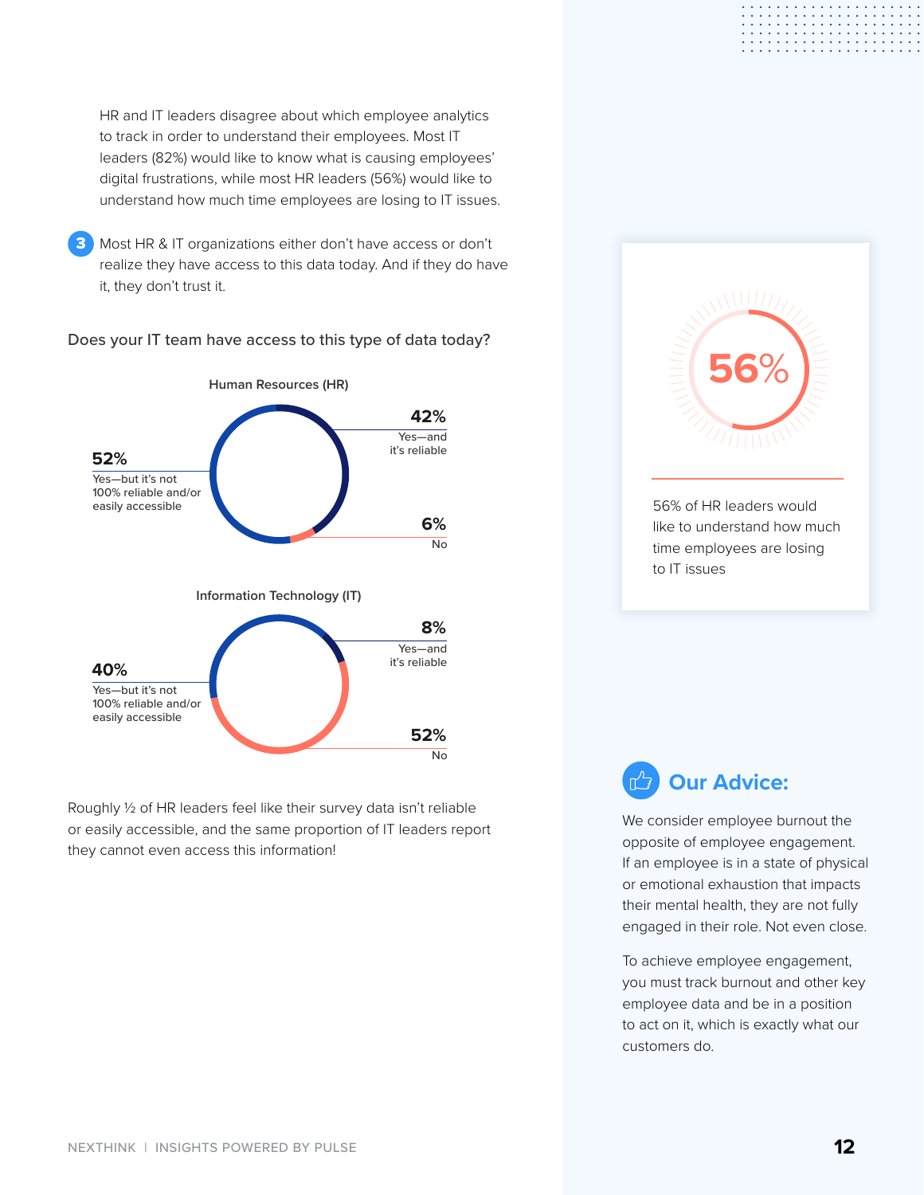HR and IT leaders disagree about which employee analytics to track in order to understand their employees. Most IT leaders (82%) would like to know what is causing employees' digital frustrations, while most HR leaders (56%) would like to understand how much time employees are losing to IT issues.

3. Most HR & IT organizations either don't have access or don't realize they have access to this data today. And if they do have it, they don't trust it.

Does your IT team have access to this type of data today?

**Human Resources (HR)**

| Response | % |
| --- | --- |
| Yes—and it's reliable | 42% |
| Yes—but it's not 100% reliable and/or easily accessible | 52% |
| No | 6% |

**Information Technology (IT)**

| Response | % |
| --- | --- |
| Yes—and it's reliable | 8% |
| Yes—but it's not 100% reliable and/or easily accessible | 40% |
| No | 52% |

Roughly ½ of HR leaders feel like their survey data isn't reliable or easily accessible, and the same proportion of IT leaders report they cannot even access this information!

**56%**

56% of HR leaders would like to understand how much time employees are losing to IT issues

## Our Advice:

We consider employee burnout the opposite of employee engagement. If an employee is in a state of physical or emotional exhaustion that impacts their mental health, they are not fully engaged in their role. Not even close.

To achieve employee engagement, you must track burnout and other key employee data and be in a position to act on it, which is exactly what our customers do.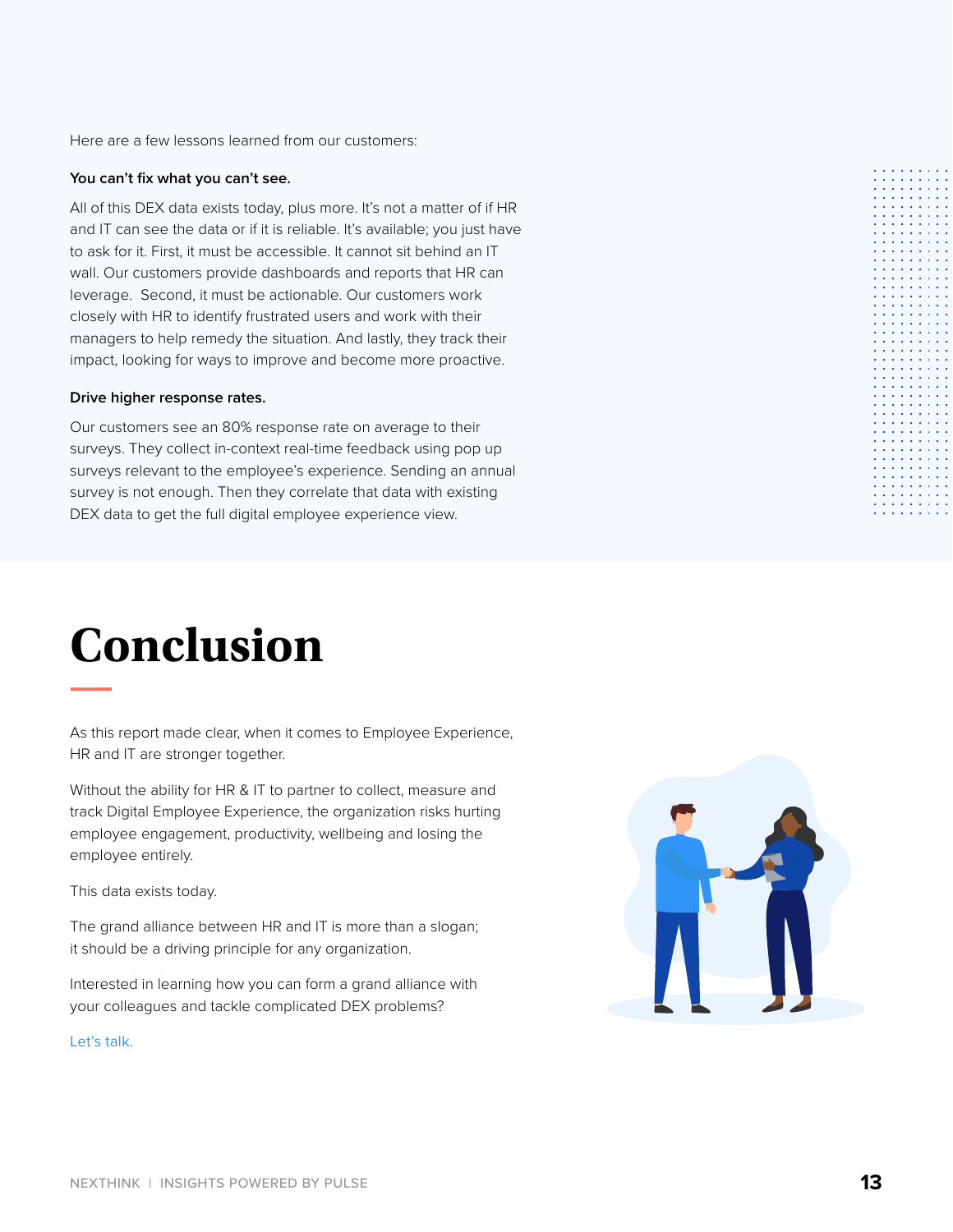Here are a few lessons learned from our customers:

**You can't fix what you can't see.**

All of this DEX data exists today, plus more. It's not a matter of if HR and IT can see the data or if it is reliable. It's available; you just have to ask for it. First, it must be accessible. It cannot sit behind an IT wall. Our customers provide dashboards and reports that HR can leverage. Second, it must be actionable. Our customers work closely with HR to identify frustrated users and work with their managers to help remedy the situation. And lastly, they track their impact, looking for ways to improve and become more proactive.

**Drive higher response rates.**

Our customers see an 80% response rate on average to their surveys. They collect in-context real-time feedback using pop up surveys relevant to the employee's experience. Sending an annual survey is not enough. Then they correlate that data with existing DEX data to get the full digital employee experience view.

# Conclusion

As this report made clear, when it comes to Employee Experience, HR and IT are stronger together.

Without the ability for HR & IT to partner to collect, measure and track Digital Employee Experience, the organization risks hurting employee engagement, productivity, wellbeing and losing the employee entirely.

This data exists today.

The grand alliance between HR and IT is more than a slogan; it should be a driving principle for any organization.

Interested in learning how you can form a grand alliance with your colleagues and tackle complicated DEX problems?

Let's talk.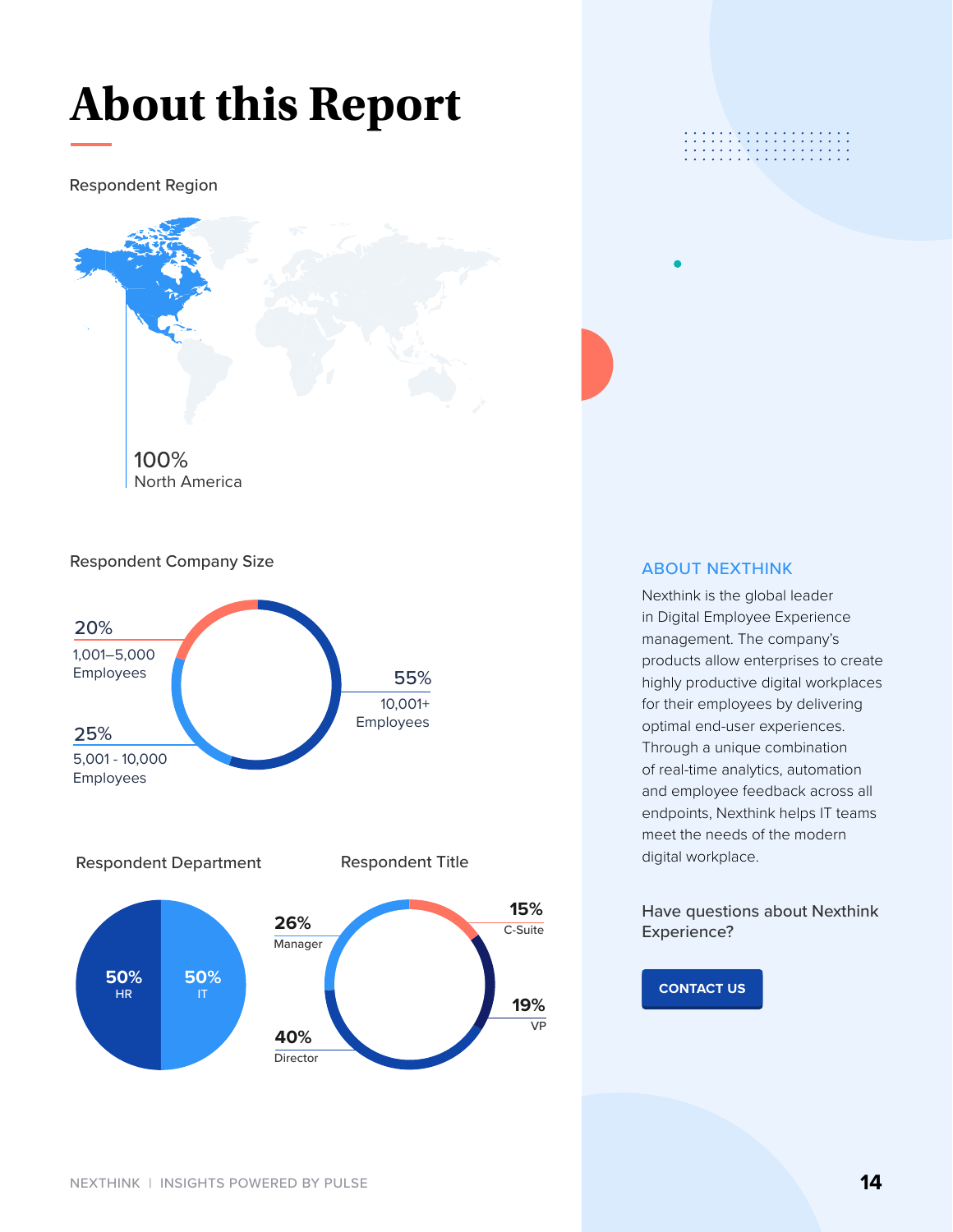# About this Report

Respondent Region

100%
North America

Respondent Company Size

20%
1,001–5,000 Employees

25%
5,001 - 10,000 Employees

55%
10,001+ Employees

Respondent Department

50%
HR

50%
IT

Respondent Title

26%
Manager

40%
Director

15%
C-Suite

19%
VP

## ABOUT NEXTHINK

Nexthink is the global leader in Digital Employee Experience management. The company's products allow enterprises to create highly productive digital workplaces for their employees by delivering optimal end-user experiences. Through a unique combination of real-time analytics, automation and employee feedback across all endpoints, Nexthink helps IT teams meet the needs of the modern digital workplace.

Have questions about Nexthink Experience?

**CONTACT US**